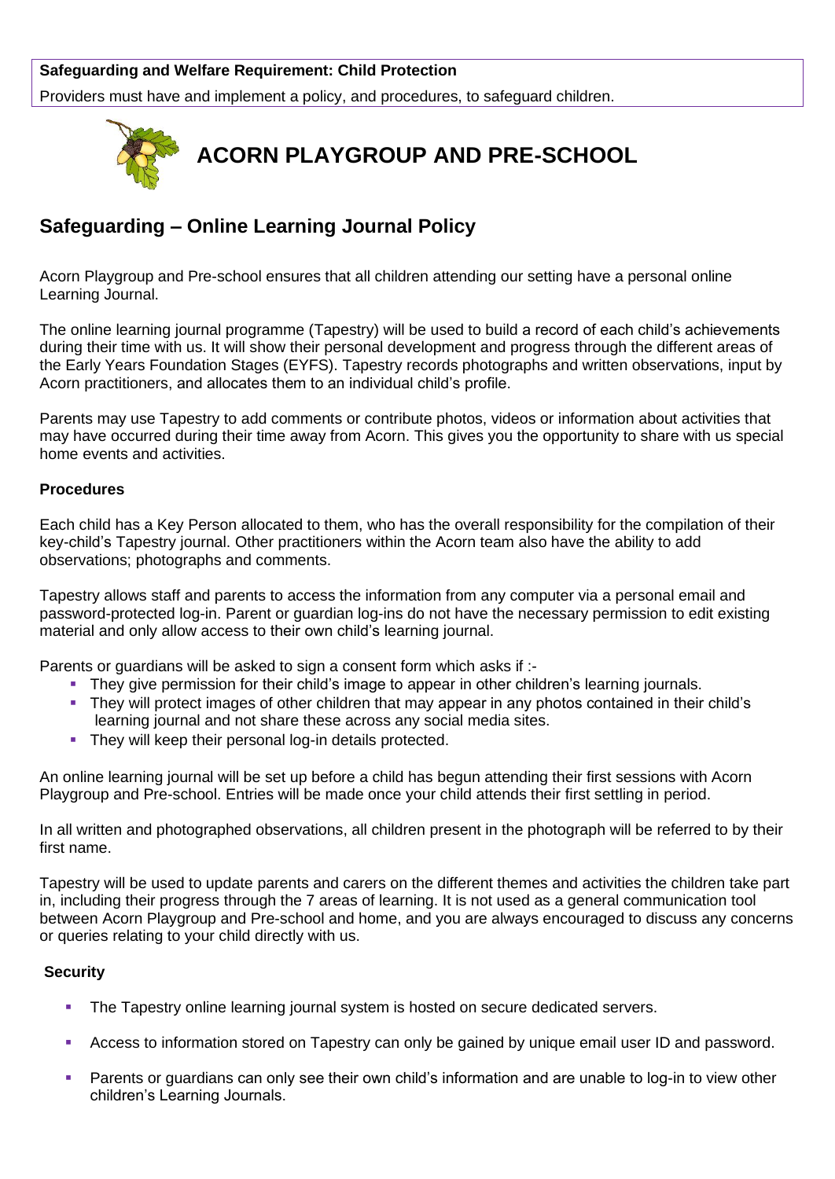**Safeguarding and Welfare Requirement: Child Protection**

Providers must have and implement a policy, and procedures, to safeguard children.

# ACORN PLAYGROUP AND PRE-SCHOOL

## Safeguarding – Online Learning Journal Policy

Acorn Playgroup and Pre-school ensures that all children attending our setting have a personal online Learning Journal.

The online learning journal programme (Tapestry) will be used to build a record of each child's achievements during their time with us. It will show their personal development and progress through the different areas of the Early Years Foundation Stages (EYFS). Tapestry records photographs and written observations, input by Acorn practitioners, and allocates them to an individual child's profile.

Parents may use Tapestry to add comments or contribute photos, videos or information about activities that may have occurred during their time away from Acorn. This gives you the opportunity to share with us special home events and activities.

### Procedures

Each child has a Key Person allocated to them, who has the overall responsibility for the compilation of their key-child's Tapestry journal. Other practitioners within the Acorn team also have the ability to add observations; photographs and comments.

Tapestry allows staff and parents to access the information from any computer via a personal email and password-protected log-in. Parent or guardian log-ins do not have the necessary permission to edit existing material and only allow access to their own child's learning journal.

Parents or guardians will be asked to sign a consent form which asks if :-

- They give permission for their child's image to appear in other children's learning journals.
- They will protect images of other children that may appear in any photos contained in their child's learning journal and not share these across any social media sites.
- They will keep their personal log-in details protected.

An online learning journal will be set up before a child has begun attending their first sessions with Acorn Playgroup and Pre-school. Entries will be made once your child attends their first settling in period.

In all written and photographed observations, all children present in the photograph will be referred to by their first name.

Tapestry will be used to update parents and carers on the different themes and activities the children take part in, including their progress through the 7 areas of learning. It is not used as a general communication tool between Acorn Playgroup and Pre-school and home, and you are always encouraged to discuss any concerns or queries relating to your child directly with us.

### Security

- The Tapestry online learning journal system is hosted on secure dedicated servers.
- Access to information stored on Tapestry can only be gained by unique email user ID and password.
- Parents or guardians can only see their own child's information and are unable to log-in to view other children's Learning Journals.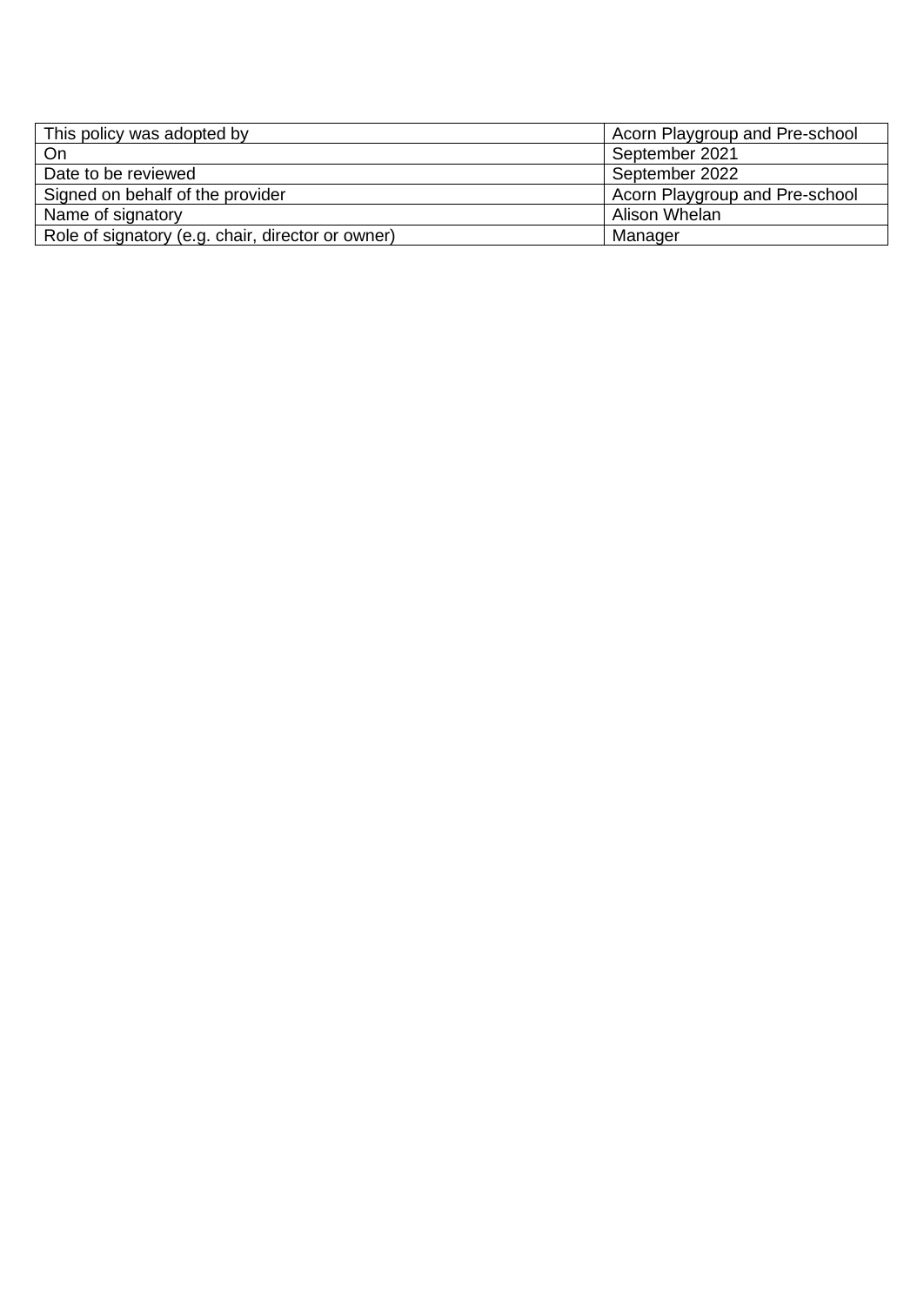| | |
|---|---|
| This policy was adopted by | Acorn Playgroup and Pre-school |
| On | September 2021 |
| Date to be reviewed | September 2022 |
| Signed on behalf of the provider | Acorn Playgroup and Pre-school |
| Name of signatory | Alison Whelan |
| Role of signatory (e.g. chair, director or owner) | Manager |